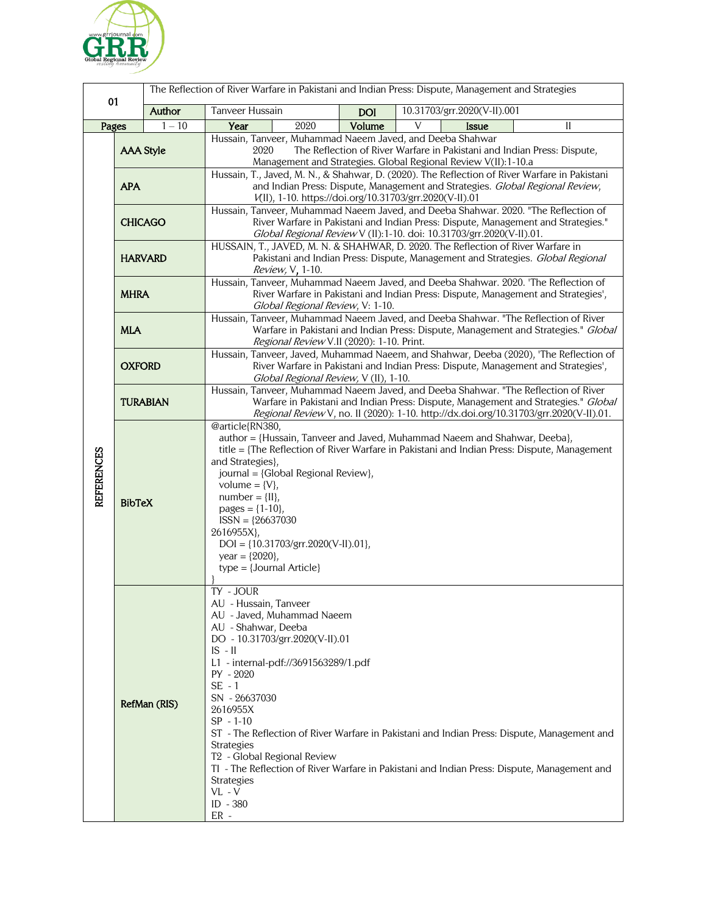| 01 | The Reflection of River Warfare in Pakistani and Indian Press: Dispute, Management and Strategies | | | | | | |
|---|---|---|---|---|---|---|---|
| | **Author** | Tanveer Hussain | | **DOI** | 10.31703/grr.2020(V-II).001 | | |
| **Pages** | 1 – 10 | **Year** | 2020 | **Volume** | V | **Issue** | II |

**REFERENCES**

| Style | Reference |
|---|---|
| **AAA Style** | Hussain, Tanveer, Muhammad Naeem Javed, and Deeba Shahwar 2020 The Reflection of River Warfare in Pakistani and Indian Press: Dispute, Management and Strategies. Global Regional Review V(II):1-10.a |
| **APA** | Hussain, T., Javed, M. N., & Shahwar, D. (2020). The Reflection of River Warfare in Pakistani and Indian Press: Dispute, Management and Strategies. *Global Regional Review*, *V*(II), 1-10. https://doi.org/10.31703/grr.2020(V-II).01 |
| **CHICAGO** | Hussain, Tanveer, Muhammad Naeem Javed, and Deeba Shahwar. 2020. "The Reflection of River Warfare in Pakistani and Indian Press: Dispute, Management and Strategies." *Global Regional Review* V (II):1-10. doi: 10.31703/grr.2020(V-II).01. |
| **HARVARD** | HUSSAIN, T., JAVED, M. N. & SHAHWAR, D. 2020. The Reflection of River Warfare in Pakistani and Indian Press: Dispute, Management and Strategies. *Global Regional Review,* V, 1-10. |
| **MHRA** | Hussain, Tanveer, Muhammad Naeem Javed, and Deeba Shahwar. 2020. 'The Reflection of River Warfare in Pakistani and Indian Press: Dispute, Management and Strategies', *Global Regional Review*, V: 1-10. |
| **MLA** | Hussain, Tanveer, Muhammad Naeem Javed, and Deeba Shahwar. "The Reflection of River Warfare in Pakistani and Indian Press: Dispute, Management and Strategies." *Global Regional Review* V.II (2020): 1-10. Print. |
| **OXFORD** | Hussain, Tanveer, Javed, Muhammad Naeem, and Shahwar, Deeba (2020), 'The Reflection of River Warfare in Pakistani and Indian Press: Dispute, Management and Strategies', *Global Regional Review,* V (II), 1-10. |
| **TURABIAN** | Hussain, Tanveer, Muhammad Naeem Javed, and Deeba Shahwar. "The Reflection of River Warfare in Pakistani and Indian Press: Dispute, Management and Strategies." *Global Regional Review* V, no. II (2020): 1-10. http://dx.doi.org/10.31703/grr.2020(V-II).01. |

**BibTeX**

```
@article{RN380,
  author = {Hussain, Tanveer and Javed, Muhammad Naeem and Shahwar, Deeba},
  title = {The Reflection of River Warfare in Pakistani and Indian Press: Dispute, Management and Strategies},
  journal = {Global Regional Review},
  volume = {V},
  number = {II},
  pages = {1-10},
  ISSN = {26637030
2616955X},
  DOI = {10.31703/grr.2020(V-II).01},
  year = {2020},
  type = {Journal Article}
}
```

**RefMan (RIS)**

```
TY  - JOUR
AU  - Hussain, Tanveer
AU  - Javed, Muhammad Naeem
AU  - Shahwar, Deeba
DO  - 10.31703/grr.2020(V-II).01
IS  - II
L1  - internal-pdf://3691563289/1.pdf
PY  - 2020
SE  - 1
SN  - 26637030
2616955X
SP  - 1-10
ST  - The Reflection of River Warfare in Pakistani and Indian Press: Dispute, Management and Strategies
T2  - Global Regional Review
TI  - The Reflection of River Warfare in Pakistani and Indian Press: Dispute, Management and Strategies
VL  - V
ID  - 380
ER  -
```